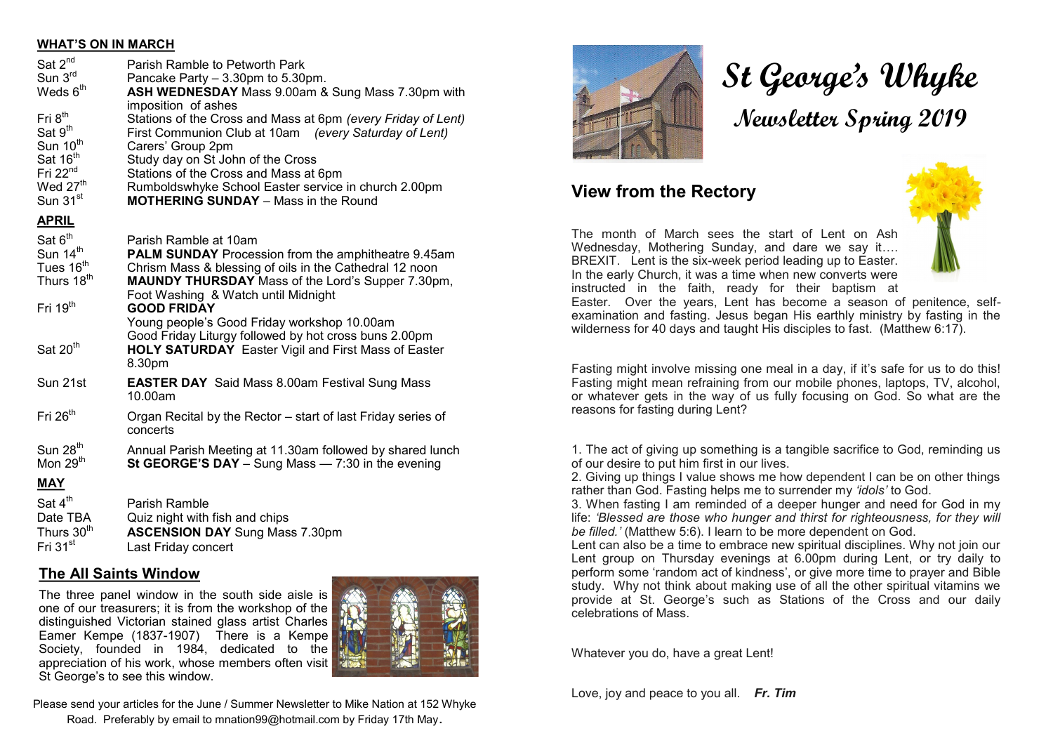# St George's Whyke

## Newsletter Spring 2019

## WHAT'S ON IN MARCH

| | |
|---|---|
| Sat 2nd | Parish Ramble to Petworth Park |
| Sun 3rd | Pancake Party – 3.30pm to 5.30pm. |
| Weds 6th | **ASH WEDNESDAY** Mass 9.00am & Sung Mass 7.30pm with imposition of ashes |
| Fri 8th | Stations of the Cross and Mass at 6pm *(every Friday of Lent)* |
| Sat 9th | First Communion Club at 10am *(every Saturday of Lent)* |
| Sun 10th | Carers' Group 2pm |
| Sat 16th | Study day on St John of the Cross |
| Fri 22nd | Stations of the Cross and Mass at 6pm |
| Wed 27th | Rumboldswhyke School Easter service in church 2.00pm |
| Sun 31st | **MOTHERING SUNDAY** – Mass in the Round |

## APRIL

| | |
|---|---|
| Sat 6th | Parish Ramble at 10am |
| Sun 14th | **PALM SUNDAY** Procession from the amphitheatre 9.45am |
| Tues 16th | Chrism Mass & blessing of oils in the Cathedral 12 noon |
| Thurs 18th | **MAUNDY THURSDAY** Mass of the Lord's Supper 7.30pm, Foot Washing & Watch until Midnight |
| Fri 19th | **GOOD FRIDAY** Young people's Good Friday workshop 10.00am Good Friday Liturgy followed by hot cross buns 2.00pm |
| Sat 20th | **HOLY SATURDAY** Easter Vigil and First Mass of Easter 8.30pm |
| Sun 21st | **EASTER DAY** Said Mass 8.00am Festival Sung Mass 10.00am |
| Fri 26th | Organ Recital by the Rector – start of last Friday series of concerts |
| Sun 28th | Annual Parish Meeting at 11.30am followed by shared lunch |
| Mon 29th | **St GEORGE'S DAY** – Sung Mass — 7:30 in the evening |

## MAY

| | |
|---|---|
| Sat 4th | Parish Ramble |
| Date TBA | Quiz night with fish and chips |
| Thurs 30th | **ASCENSION DAY** Sung Mass 7.30pm |
| Fri 31st | Last Friday concert |

## The All Saints Window

The three panel window in the south side aisle is one of our treasurers; it is from the workshop of the distinguished Victorian stained glass artist Charles Eamer Kempe (1837-1907) There is a Kempe Society, founded in 1984, dedicated to the appreciation of his work, whose members often visit St George's to see this window.

Please send your articles for the June / Summer Newsletter to Mike Nation at 152 Whyke Road. Preferably by email to mnation99@hotmail.com by Friday 17th May.

## View from the Rectory

The month of March sees the start of Lent on Ash Wednesday, Mothering Sunday, and dare we say it…. BREXIT. Lent is the six-week period leading up to Easter. In the early Church, it was a time when new converts were instructed in the faith, ready for their baptism at Easter. Over the years, Lent has become a season of penitence, self-examination and fasting. Jesus began His earthly ministry by fasting in the wilderness for 40 days and taught His disciples to fast. (Matthew 6:17).

Fasting might involve missing one meal in a day, if it's safe for us to do this! Fasting might mean refraining from our mobile phones, laptops, TV, alcohol, or whatever gets in the way of us fully focusing on God. So what are the reasons for fasting during Lent?

1. The act of giving up something is a tangible sacrifice to God, reminding us of our desire to put him first in our lives.
2. Giving up things I value shows me how dependent I can be on other things rather than God. Fasting helps me to surrender my *'idols'* to God.
3. When fasting I am reminded of a deeper hunger and need for God in my life: *'Blessed are those who hunger and thirst for righteousness, for they will be filled.'* (Matthew 5:6). I learn to be more dependent on God.

Lent can also be a time to embrace new spiritual disciplines. Why not join our Lent group on Thursday evenings at 6.00pm during Lent, or try daily to perform some 'random act of kindness', or give more time to prayer and Bible study. Why not think about making use of all the other spiritual vitamins we provide at St. George's such as Stations of the Cross and our daily celebrations of Mass.

Whatever you do, have a great Lent!

Love, joy and peace to you all. ***Fr. Tim***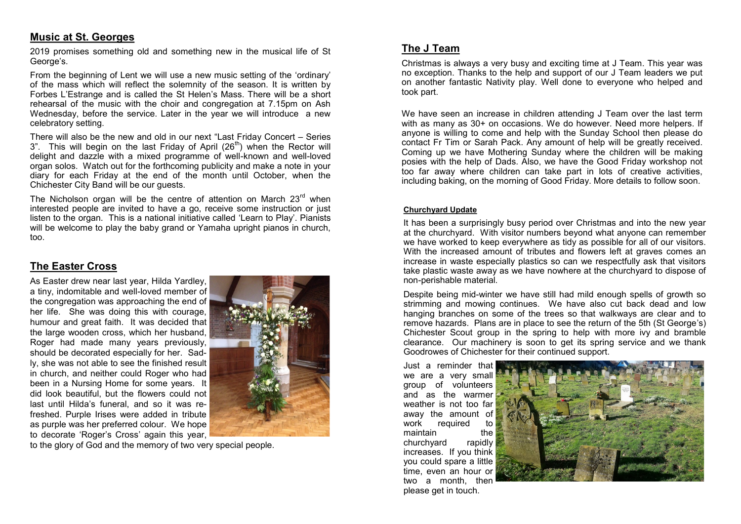## Music at St. Georges

2019 promises something old and something new in the musical life of St George's.

From the beginning of Lent we will use a new music setting of the 'ordinary' of the mass which will reflect the solemnity of the season. It is written by Forbes L'Estrange and is called the St Helen's Mass. There will be a short rehearsal of the music with the choir and congregation at 7.15pm on Ash Wednesday, before the service. Later in the year we will introduce a new celebratory setting.

There will also be the new and old in our next "Last Friday Concert – Series 3". This will begin on the last Friday of April (26th) when the Rector will delight and dazzle with a mixed programme of well-known and well-loved organ solos. Watch out for the forthcoming publicity and make a note in your diary for each Friday at the end of the month until October, when the Chichester City Band will be our guests.

The Nicholson organ will be the centre of attention on March 23rd when interested people are invited to have a go, receive some instruction or just listen to the organ. This is a national initiative called 'Learn to Play'. Pianists will be welcome to play the baby grand or Yamaha upright pianos in church, too.

## The Easter Cross

As Easter drew near last year, Hilda Yardley, a tiny, indomitable and well-loved member of the congregation was approaching the end of her life. She was doing this with courage, humour and great faith. It was decided that the large wooden cross, which her husband, Roger had made many years previously, should be decorated especially for her. Sadly, she was not able to see the finished result in church, and neither could Roger who had been in a Nursing Home for some years. It did look beautiful, but the flowers could not last until Hilda's funeral, and so it was refreshed. Purple Irises were added in tribute as purple was her preferred colour. We hope to decorate 'Roger's Cross' again this year, to the glory of God and the memory of two very special people.

## The J Team

Christmas is always a very busy and exciting time at J Team. This year was no exception. Thanks to the help and support of our J Team leaders we put on another fantastic Nativity play. Well done to everyone who helped and took part.

We have seen an increase in children attending J Team over the last term with as many as 30+ on occasions. We do however. Need more helpers. If anyone is willing to come and help with the Sunday School then please do contact Fr Tim or Sarah Pack. Any amount of help will be greatly received. Coming up we have Mothering Sunday where the children will be making posies with the help of Dads. Also, we have the Good Friday workshop not too far away where children can take part in lots of creative activities, including baking, on the morning of Good Friday. More details to follow soon.

### Churchyard Update

It has been a surprisingly busy period over Christmas and into the new year at the churchyard. With visitor numbers beyond what anyone can remember we have worked to keep everywhere as tidy as possible for all of our visitors. With the increased amount of tributes and flowers left at graves comes an increase in waste especially plastics so can we respectfully ask that visitors take plastic waste away as we have nowhere at the churchyard to dispose of non-perishable material.

Despite being mid-winter we have still had mild enough spells of growth so strimming and mowing continues. We have also cut back dead and low hanging branches on some of the trees so that walkways are clear and to remove hazards. Plans are in place to see the return of the 5th (St George's) Chichester Scout group in the spring to help with more ivy and bramble clearance. Our machinery is soon to get its spring service and we thank Goodrowes of Chichester for their continued support.

Just a reminder that we are a very small group of volunteers and as the warmer weather is not too far away the amount of work required to maintain the churchyard rapidly increases. If you think you could spare a little time, even an hour or two a month, then please get in touch.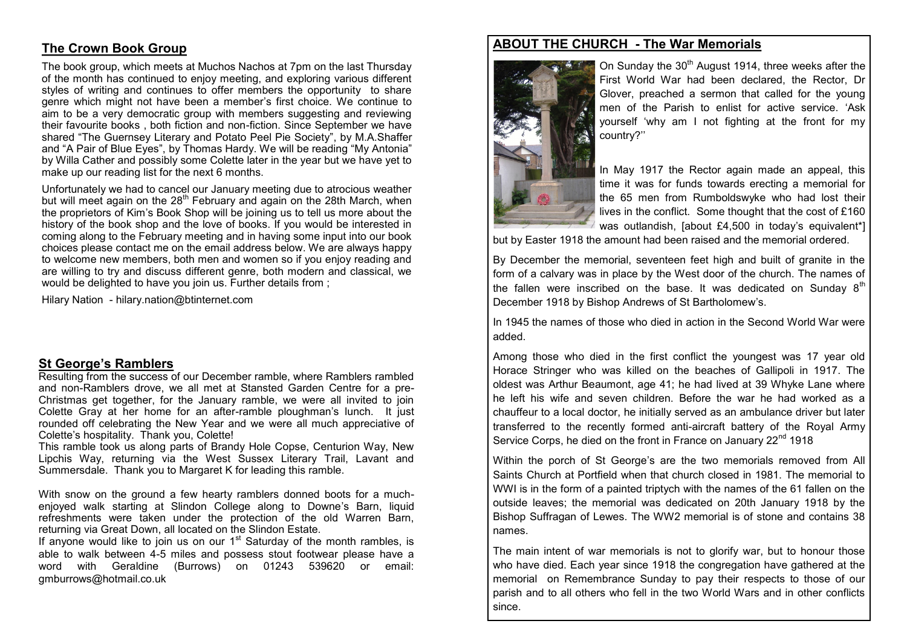## The Crown Book Group

The book group, which meets at Muchos Nachos at 7pm on the last Thursday of the month has continued to enjoy meeting, and exploring various different styles of writing and continues to offer members the opportunity to share genre which might not have been a member's first choice. We continue to aim to be a very democratic group with members suggesting and reviewing their favourite books , both fiction and non-fiction. Since September we have shared "The Guernsey Literary and Potato Peel Pie Society", by M.A.Shaffer and "A Pair of Blue Eyes", by Thomas Hardy. We will be reading "My Antonia" by Willa Cather and possibly some Colette later in the year but we have yet to make up our reading list for the next 6 months.

Unfortunately we had to cancel our January meeting due to atrocious weather but will meet again on the 28th February and again on the 28th March, when the proprietors of Kim's Book Shop will be joining us to tell us more about the history of the book shop and the love of books. If you would be interested in coming along to the February meeting and in having some input into our book choices please contact me on the email address below. We are always happy to welcome new members, both men and women so if you enjoy reading and are willing to try and discuss different genre, both modern and classical, we would be delighted to have you join us. Further details from ;

Hilary Nation - hilary.nation@btinternet.com

## St George's Ramblers

Resulting from the success of our December ramble, where Ramblers rambled and non-Ramblers drove, we all met at Stansted Garden Centre for a pre-Christmas get together, for the January ramble, we were all invited to join Colette Gray at her home for an after-ramble ploughman's lunch. It just rounded off celebrating the New Year and we were all much appreciative of Colette's hospitality. Thank you, Colette!

This ramble took us along parts of Brandy Hole Copse, Centurion Way, New Lipchis Way, returning via the West Sussex Literary Trail, Lavant and Summersdale. Thank you to Margaret K for leading this ramble.

With snow on the ground a few hearty ramblers donned boots for a much-enjoyed walk starting at Slindon College along to Downe's Barn, liquid refreshments were taken under the protection of the old Warren Barn, returning via Great Down, all located on the Slindon Estate.

If anyone would like to join us on our 1st Saturday of the month rambles, is able to walk between 4-5 miles and possess stout footwear please have a word with Geraldine (Burrows) on 01243 539620 or email: gmburrows@hotmail.co.uk

## ABOUT THE CHURCH - The War Memorials

On Sunday the 30th August 1914, three weeks after the First World War had been declared, the Rector, Dr Glover, preached a sermon that called for the young men of the Parish to enlist for active service. 'Ask yourself 'why am I not fighting at the front for my country?''

In May 1917 the Rector again made an appeal, this time it was for funds towards erecting a memorial for the 65 men from Rumboldswyke who had lost their lives in the conflict. Some thought that the cost of £160 was outlandish, [about £4,500 in today's equivalent*] but by Easter 1918 the amount had been raised and the memorial ordered.

By December the memorial, seventeen feet high and built of granite in the form of a calvary was in place by the West door of the church. The names of the fallen were inscribed on the base. It was dedicated on Sunday 8th December 1918 by Bishop Andrews of St Bartholomew's.

In 1945 the names of those who died in action in the Second World War were added.

Among those who died in the first conflict the youngest was 17 year old Horace Stringer who was killed on the beaches of Gallipoli in 1917. The oldest was Arthur Beaumont, age 41; he had lived at 39 Whyke Lane where he left his wife and seven children. Before the war he had worked as a chauffeur to a local doctor, he initially served as an ambulance driver but later transferred to the recently formed anti-aircraft battery of the Royal Army Service Corps, he died on the front in France on January 22nd 1918

Within the porch of St George's are the two memorials removed from All Saints Church at Portfield when that church closed in 1981. The memorial to WWI is in the form of a painted triptych with the names of the 61 fallen on the outside leaves; the memorial was dedicated on 20th January 1918 by the Bishop Suffragan of Lewes. The WW2 memorial is of stone and contains 38 names.

The main intent of war memorials is not to glorify war, but to honour those who have died. Each year since 1918 the congregation have gathered at the memorial on Remembrance Sunday to pay their respects to those of our parish and to all others who fell in the two World Wars and in other conflicts since.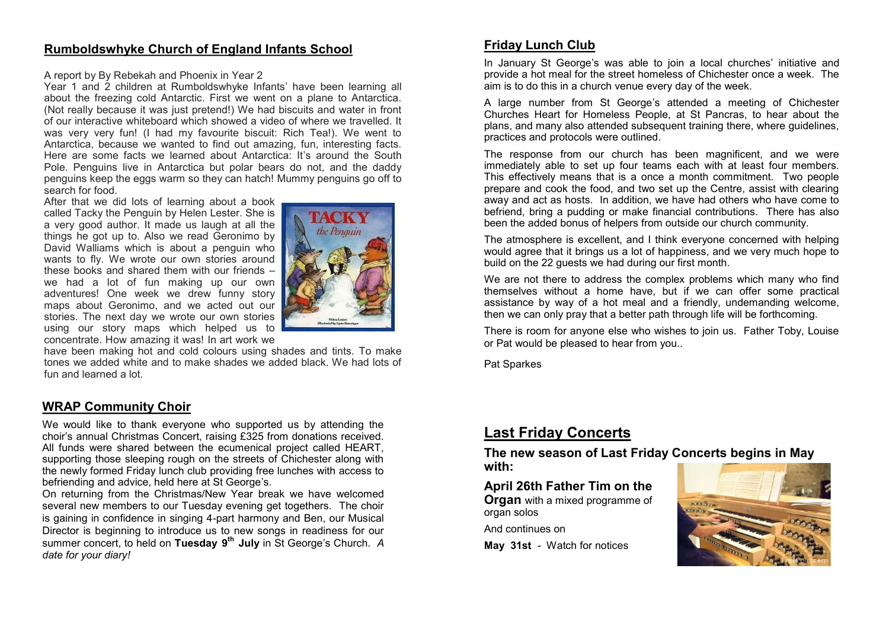## Rumboldswhyke Church of England Infants School

A report by By Rebekah and Phoenix in Year 2

Year 1 and 2 children at Rumboldswhyke Infants' have been learning all about the freezing cold Antarctic. First we went on a plane to Antarctica. (Not really because it was just pretend!) We had biscuits and water in front of our interactive whiteboard which showed a video of where we travelled. It was very very fun! (I had my favourite biscuit: Rich Tea!). We went to Antarctica, because we wanted to find out amazing, fun, interesting facts. Here are some facts we learned about Antarctica: It's around the South Pole. Penguins live in Antarctica but polar bears do not, and the daddy penguins keep the eggs warm so they can hatch! Mummy penguins go off to search for food.

After that we did lots of learning about a book called Tacky the Penguin by Helen Lester. She is a very good author. It made us laugh at all the things he got up to. Also we read Geronimo by David Walliams which is about a penguin who wants to fly. We wrote our own stories around these books and shared them with our friends – we had a lot of fun making up our own adventures! One week we drew funny story maps about Geronimo, and we acted out our stories. The next day we wrote our own stories using our story maps which helped us to concentrate. How amazing it was! In art work we have been making hot and cold colours using shades and tints. To make tones we added white and to make shades we added black. We had lots of fun and learned a lot.

## WRAP Community Choir

We would like to thank everyone who supported us by attending the choir's annual Christmas Concert, raising £325 from donations received. All funds were shared between the ecumenical project called HEART, supporting those sleeping rough on the streets of Chichester along with the newly formed Friday lunch club providing free lunches with access to befriending and advice, held here at St George's.

On returning from the Christmas/New Year break we have welcomed several new members to our Tuesday evening get togethers. The choir is gaining in confidence in singing 4-part harmony and Ben, our Musical Director is beginning to introduce us to new songs in readiness for our summer concert, to held on **Tuesday 9th July** in St George's Church. *A date for your diary!*

## Friday Lunch Club

In January St George's was able to join a local churches' initiative and provide a hot meal for the street homeless of Chichester once a week. The aim is to do this in a church venue every day of the week.

A large number from St George's attended a meeting of Chichester Churches Heart for Homeless People, at St Pancras, to hear about the plans, and many also attended subsequent training there, where guidelines, practices and protocols were outlined.

The response from our church has been magnificent, and we were immediately able to set up four teams each with at least four members. This effectively means that is a once a month commitment. Two people prepare and cook the food, and two set up the Centre, assist with clearing away and act as hosts. In addition, we have had others who have come to befriend, bring a pudding or make financial contributions. There has also been the added bonus of helpers from outside our church community.

The atmosphere is excellent, and I think everyone concerned with helping would agree that it brings us a lot of happiness, and we very much hope to build on the 22 guests we had during our first month.

We are not there to address the complex problems which many who find themselves without a home have, but if we can offer some practical assistance by way of a hot meal and a friendly, undemanding welcome, then we can only pray that a better path through life will be forthcoming.

There is room for anyone else who wishes to join us. Father Toby, Louise or Pat would be pleased to hear from you..

Pat Sparkes

## Last Friday Concerts

**The new season of Last Friday Concerts begins in May with:**

**April 26th Father Tim on the Organ** with a mixed programme of organ solos

And continues on

**May 31st** - Watch for notices